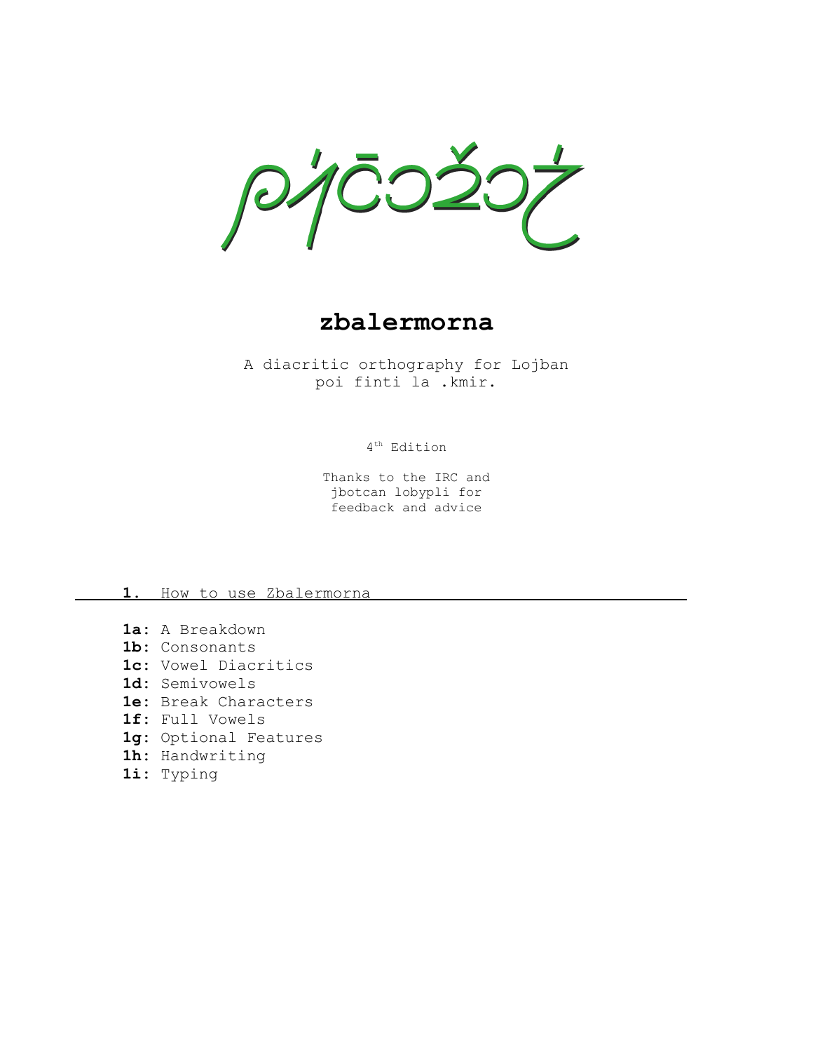# zbalermorna

A diacritic orthography for Lojban
poi finti la .kmir.

4th Edition

Thanks to the IRC and
jbotcan lobypli for
feedback and advice

## **1.** How to use Zbalermorna

- **1a:** A Breakdown
- **1b:** Consonants
- **1c:** Vowel Diacritics
- **1d:** Semivowels
- **1e:** Break Characters
- **1f:** Full Vowels
- **1g:** Optional Features
- **1h:** Handwriting
- **1i:** Typing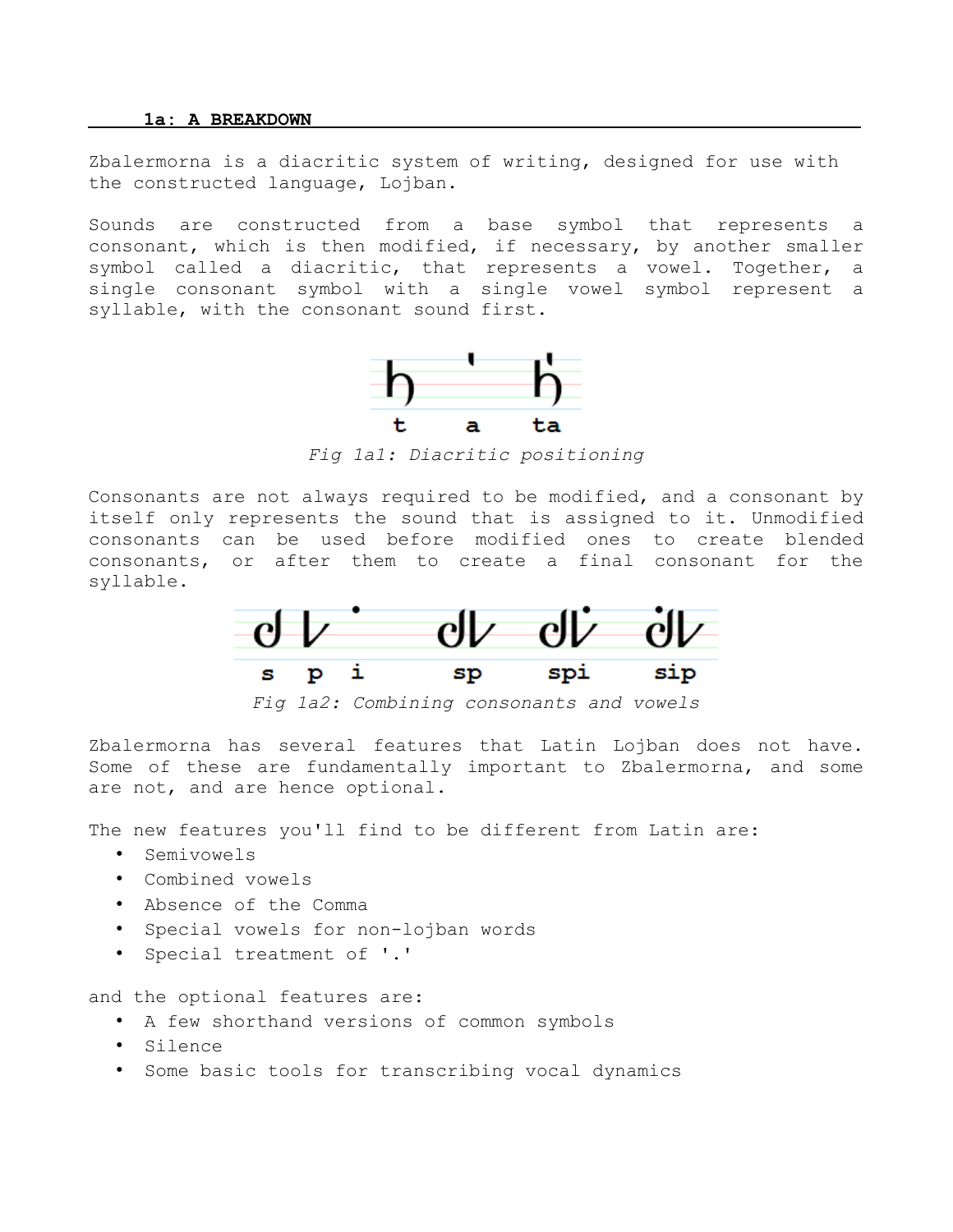## 1a: A BREAKDOWN

Zbalermorna is a diacritic system of writing, designed for use with the constructed language, Lojban.

Sounds are constructed from a base symbol that represents a consonant, which is then modified, if necessary, by another smaller symbol called a diacritic, that represents a vowel. Together, a single consonant symbol with a single vowel symbol represent a syllable, with the consonant sound first.

t a ta

*Fig 1a1: Diacritic positioning*

Consonants are not always required to be modified, and a consonant by itself only represents the sound that is assigned to it. Unmodified consonants can be used before modified ones to create blended consonants, or after them to create a final consonant for the syllable.

s p i sp spi sip

*Fig 1a2: Combining consonants and vowels*

Zbalermorna has several features that Latin Lojban does not have. Some of these are fundamentally important to Zbalermorna, and some are not, and are hence optional.

The new features you'll find to be different from Latin are:

- Semivowels
- Combined vowels
- Absence of the Comma
- Special vowels for non-lojban words
- Special treatment of '.'

and the optional features are:

- A few shorthand versions of common symbols
- Silence
- Some basic tools for transcribing vocal dynamics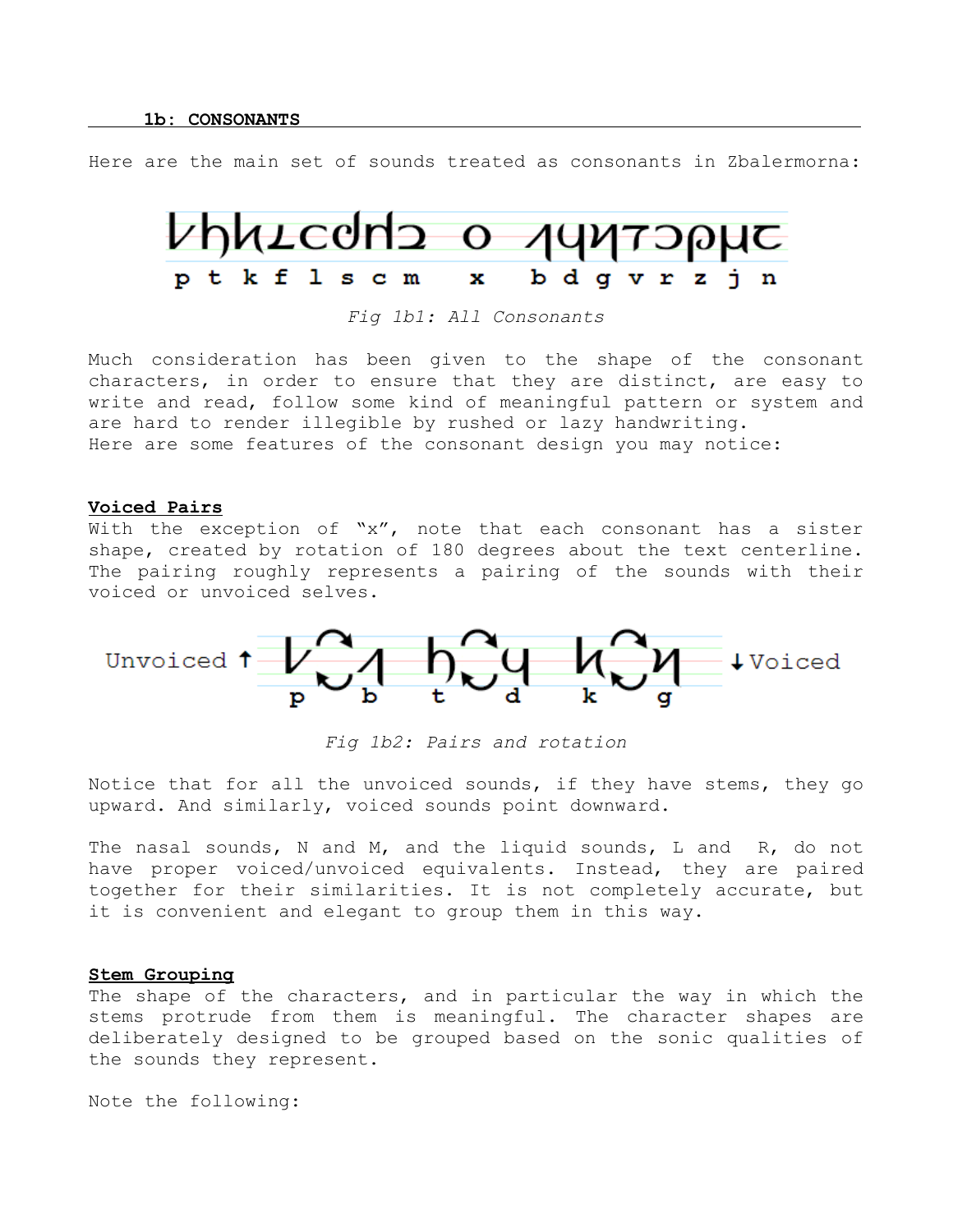## 1b: CONSONANTS

Here are the main set of sounds treated as consonants in Zbalermorna:

p t k f l s c m x b d g v r z j n

*Fig 1b1: All Consonants*

Much consideration has been given to the shape of the consonant characters, in order to ensure that they are distinct, are easy to write and read, follow some kind of meaningful pattern or system and are hard to render illegible by rushed or lazy handwriting.
Here are some features of the consonant design you may notice:

### Voiced Pairs

With the exception of "x", note that each consonant has a sister shape, created by rotation of 180 degrees about the text centerline. The pairing roughly represents a pairing of the sounds with their voiced or unvoiced selves.

Unvoiced ↑ p b t d k g ↓Voiced

*Fig 1b2: Pairs and rotation*

Notice that for all the unvoiced sounds, if they have stems, they go upward. And similarly, voiced sounds point downward.

The nasal sounds, N and M, and the liquid sounds, L and R, do not have proper voiced/unvoiced equivalents. Instead, they are paired together for their similarities. It is not completely accurate, but it is convenient and elegant to group them in this way.

### Stem Grouping

The shape of the characters, and in particular the way in which the stems protrude from them is meaningful. The character shapes are deliberately designed to be grouped based on the sonic qualities of the sounds they represent.

Note the following: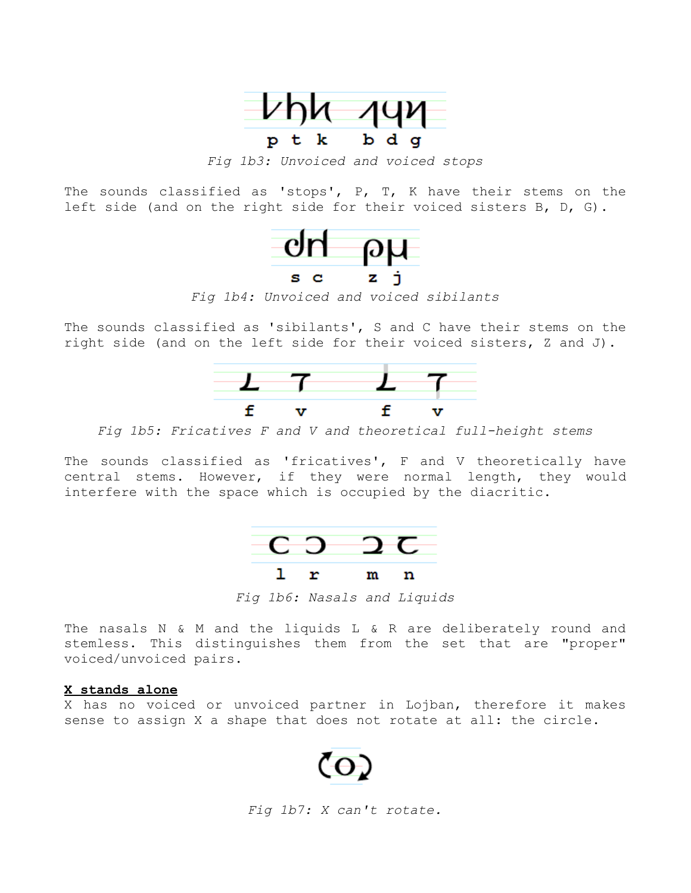p t k b d g

*Fig 1b3: Unvoiced and voiced stops*

The sounds classified as 'stops', P, T, K have their stems on the left side (and on the right side for their voiced sisters B, D, G).

s c z j

*Fig 1b4: Unvoiced and voiced sibilants*

The sounds classified as 'sibilants', S and C have their stems on the right side (and on the left side for their voiced sisters, Z and J).

f v f v

*Fig 1b5: Fricatives F and V and theoretical full-height stems*

The sounds classified as 'fricatives', F and V theoretically have central stems. However, if they were normal length, they would interfere with the space which is occupied by the diacritic.

l r m n

*Fig 1b6: Nasals and Liquids*

The nasals N & M and the liquids L & R are deliberately round and stemless. This distinguishes them from the set that are "proper" voiced/unvoiced pairs.

**X stands alone**

X has no voiced or unvoiced partner in Lojban, therefore it makes sense to assign X a shape that does not rotate at all: the circle.

*Fig 1b7: X can't rotate.*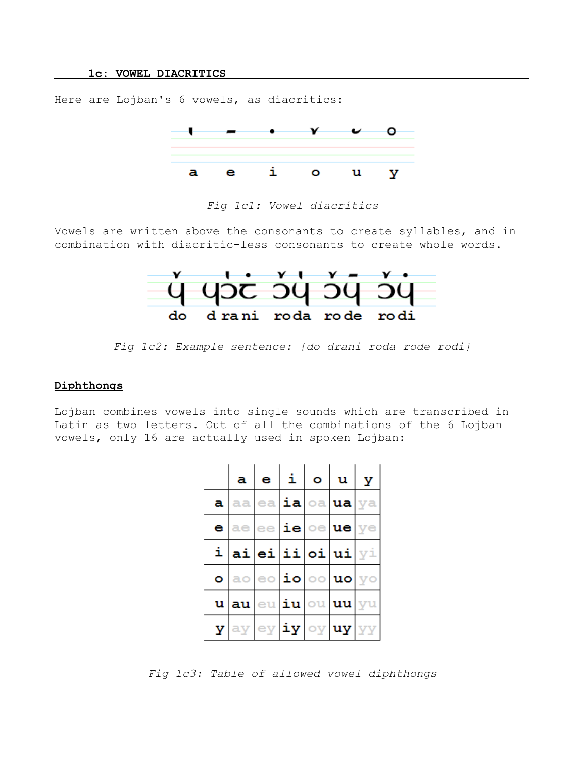### 1c: VOWEL DIACRITICS

Here are Lojban's 6 vowels, as diacritics:

*Fig 1c1: Vowel diacritics*

Vowels are written above the consonants to create syllables, and in combination with diacritic-less consonants to create whole words.

*Fig 1c2: Example sentence: {do drani roda rode rodi}*

**Diphthongs**

Lojban combines vowels into single sounds which are transcribed in Latin as two letters. Out of all the combinations of the 6 Lojban vowels, only 16 are actually used in spoken Lojban:

| | a | e | i | o | u | y |
|---|---|---|---|---|---|---|
| a | aa | ea | ia | oa | ua | ya |
| e | ae | ee | ie | oe | ue | ye |
| i | ai | ei | ii | oi | ui | yi |
| o | ao | eo | io | oo | uo | yo |
| u | au | eu | iu | ou | uu | yu |
| y | ay | ey | iy | oy | uy | yy |

*Fig 1c3: Table of allowed vowel diphthongs*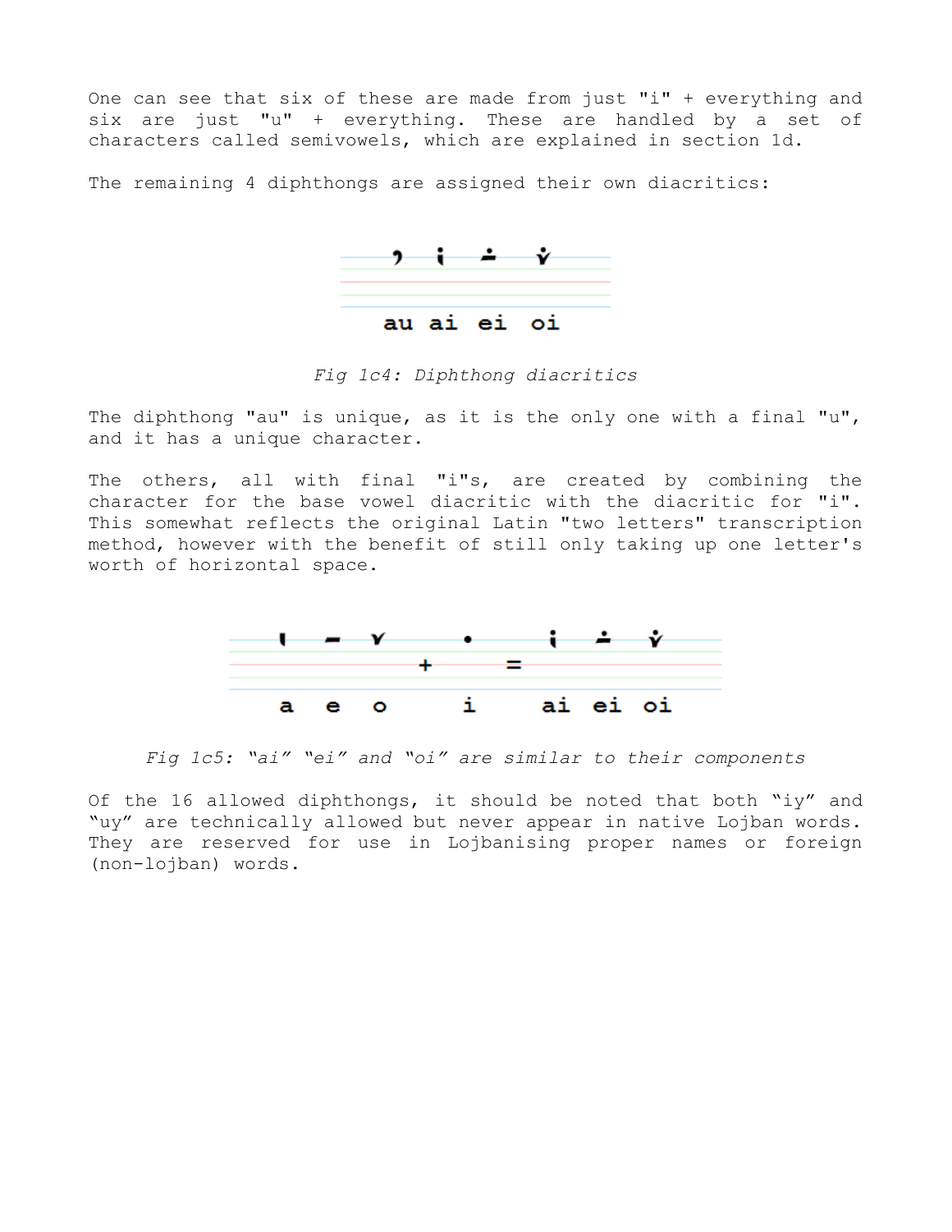One can see that six of these are made from just "i" + everything and six are just "u" + everything. These are handled by a set of characters called semivowels, which are explained in section 1d.

The remaining 4 diphthongs are assigned their own diacritics:

au ai ei oi

*Fig 1c4: Diphthong diacritics*

The diphthong "au" is unique, as it is the only one with a final "u", and it has a unique character.

The others, all with final "i"s, are created by combining the character for the base vowel diacritic with the diacritic for "i". This somewhat reflects the original Latin "two letters" transcription method, however with the benefit of still only taking up one letter's worth of horizontal space.

a e o + i = ai ei oi

*Fig 1c5: "ai" "ei" and "oi" are similar to their components*

Of the 16 allowed diphthongs, it should be noted that both "iy" and "uy" are technically allowed but never appear in native Lojban words. They are reserved for use in Lojbanising proper names or foreign (non-lojban) words.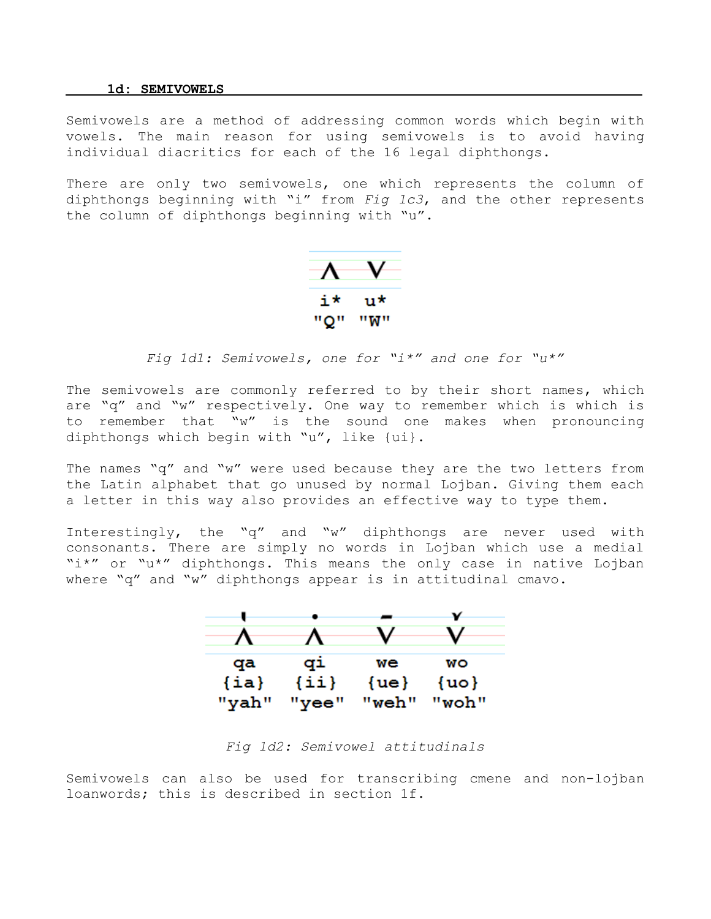## 1d: SEMIVOWELS

Semivowels are a method of addressing common words which begin with vowels. The main reason for using semivowels is to avoid having individual diacritics for each of the 16 legal diphthongs.

There are only two semivowels, one which represents the column of diphthongs beginning with “i” from *Fig 1c3*, and the other represents the column of diphthongs beginning with “u”.

i* u*
"Q" "W"

*Fig 1d1: Semivowels, one for “i*” and one for “u*”*

The semivowels are commonly referred to by their short names, which are “q” and “w” respectively. One way to remember which is which is to remember that “w” is the sound one makes when pronouncing diphthongs which begin with “u”, like {ui}.

The names “q” and “w” were used because they are the two letters from the Latin alphabet that go unused by normal Lojban. Giving them each a letter in this way also provides an effective way to type them.

Interestingly, the “q” and “w” diphthongs are never used with consonants. There are simply no words in Lojban which use a medial “i*” or “u*” diphthongs. This means the only case in native Lojban where “q” and “w” diphthongs appear is in attitudinal cmavo.

| qa | qi | we | wo |
|---|---|---|---|
| {ia} | {ii} | {ue} | {uo} |
| "yah" | "yee" | "weh" | "woh" |

*Fig 1d2: Semivowel attitudinals*

Semivowels can also be used for transcribing cmene and non-lojban loanwords; this is described in section 1f.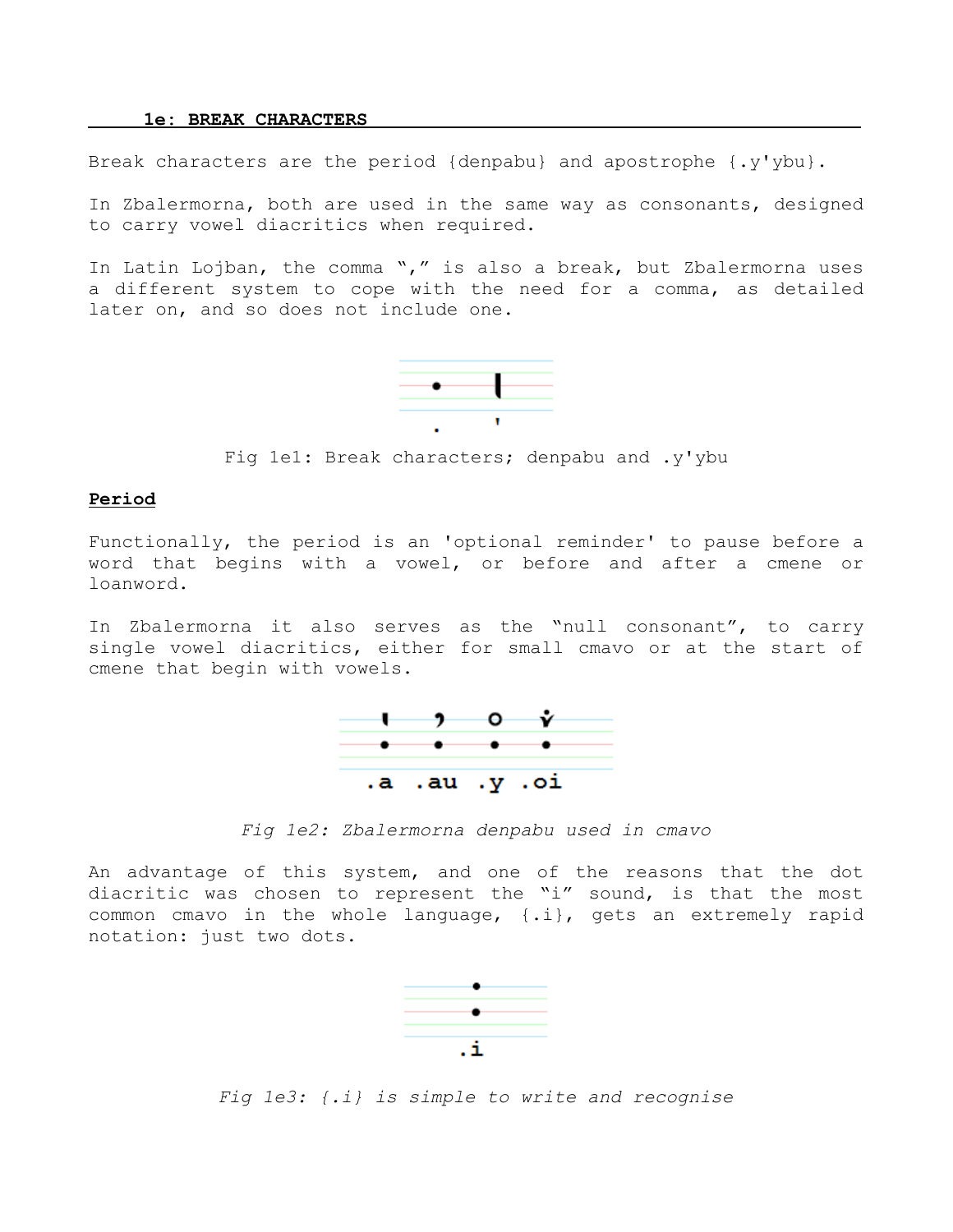## 1e: BREAK CHARACTERS

Break characters are the period {denpabu} and apostrophe {.y'ybu}.

In Zbalermorna, both are used in the same way as consonants, designed to carry vowel diacritics when required.

In Latin Lojban, the comma "," is also a break, but Zbalermorna uses a different system to cope with the need for a comma, as detailed later on, and so does not include one.

. '

Fig 1e1: Break characters; denpabu and .y'ybu

**Period**

Functionally, the period is an 'optional reminder' to pause before a word that begins with a vowel, or before and after a cmene or loanword.

In Zbalermorna it also serves as the "null consonant", to carry single vowel diacritics, either for small cmavo or at the start of cmene that begin with vowels.

.a .au .y .oi

*Fig 1e2: Zbalermorna denpabu used in cmavo*

An advantage of this system, and one of the reasons that the dot diacritic was chosen to represent the "i" sound, is that the most common cmavo in the whole language, {.i}, gets an extremely rapid notation: just two dots.

.i

*Fig 1e3: {.i} is simple to write and recognise*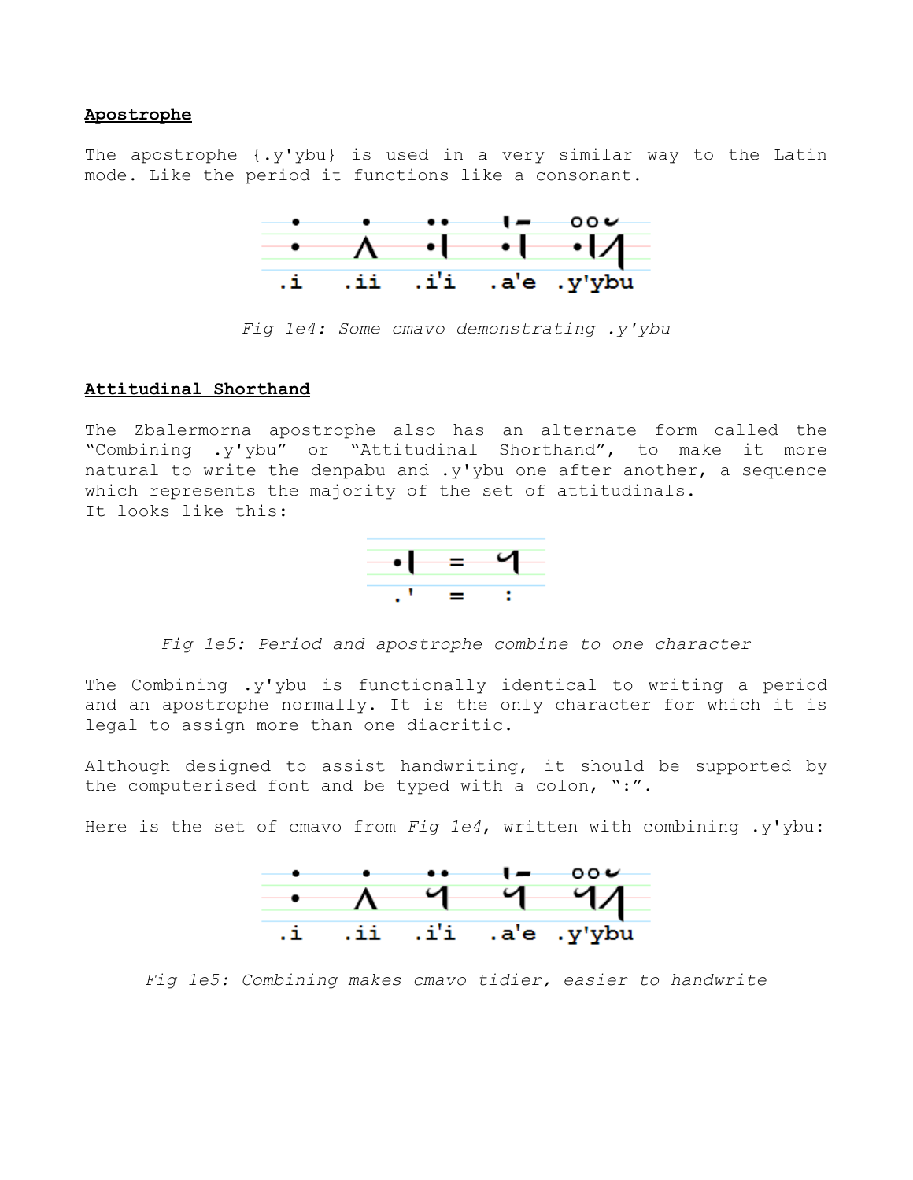**Apostrophe**

The apostrophe {.y'ybu} is used in a very similar way to the Latin mode. Like the period it functions like a consonant.

.i .ii .i'i .a'e .y'ybu

*Fig 1e4: Some cmavo demonstrating .y'ybu*

**Attitudinal Shorthand**

The Zbalermorna apostrophe also has an alternate form called the "Combining .y'ybu" or "Attitudinal Shorthand", to make it more natural to write the denpabu and .y'ybu one after another, a sequence which represents the majority of the set of attitudinals.
It looks like this:

.' = :

*Fig 1e5: Period and apostrophe combine to one character*

The Combining .y'ybu is functionally identical to writing a period and an apostrophe normally. It is the only character for which it is legal to assign more than one diacritic.

Although designed to assist handwriting, it should be supported by the computerised font and be typed with a colon, ":".

Here is the set of cmavo from *Fig 1e4*, written with combining .y'ybu:

.i .ii .i'i .a'e .y'ybu

*Fig 1e5: Combining makes cmavo tidier, easier to handwrite*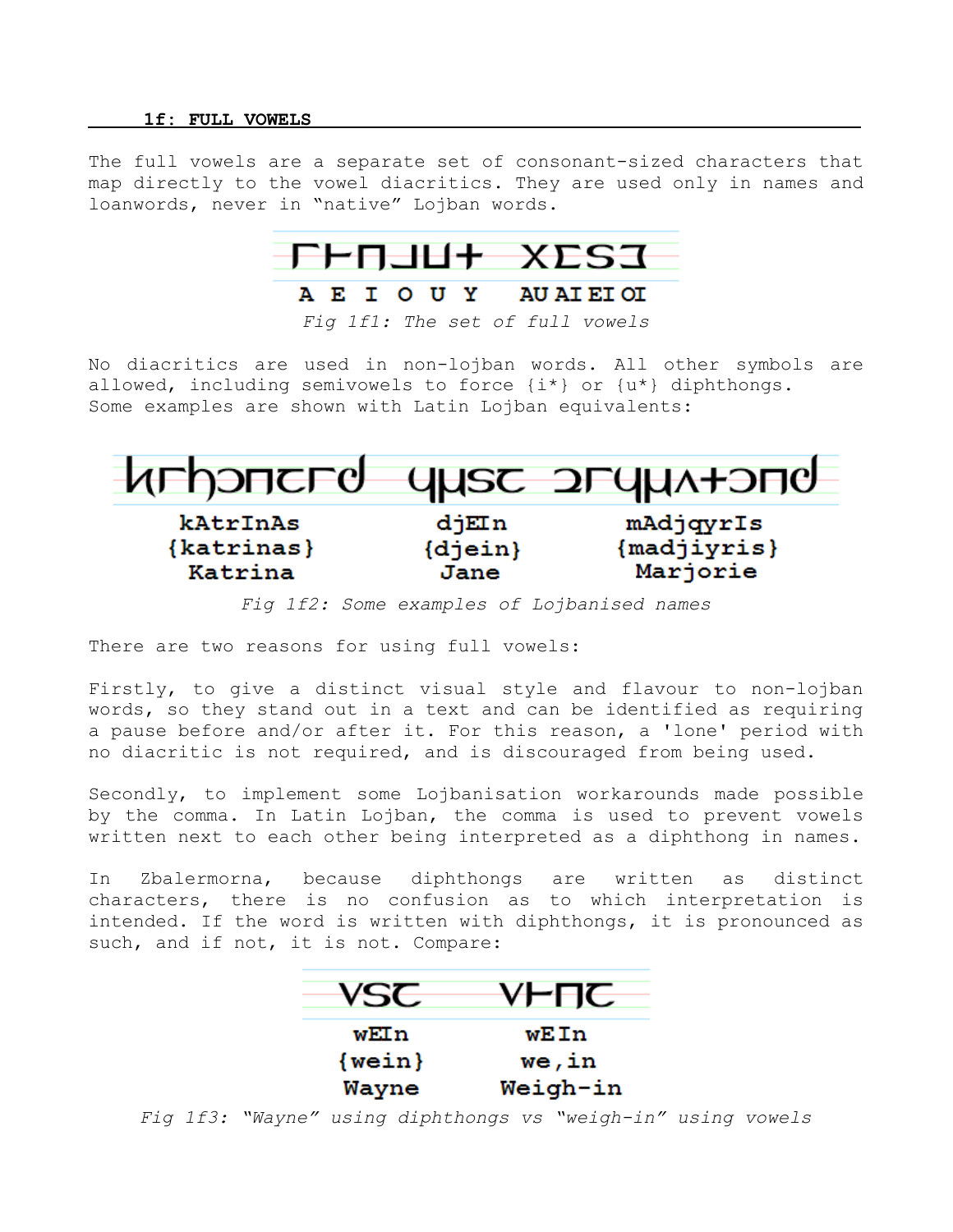## 1f: FULL VOWELS

The full vowels are a separate set of consonant-sized characters that map directly to the vowel diacritics. They are used only in names and loanwords, never in "native" Lojban words.

A E I O U Y AU AI EI OI

*Fig 1f1: The set of full vowels*

No diacritics are used in non-lojban words. All other symbols are allowed, including semivowels to force {i*} or {u*} diphthongs. Some examples are shown with Latin Lojban equivalents:

| kAtrInAs | djEIn | mAdjqyrIs |
|---|---|---|
| {katrinas} | {djein} | {madjiyris} |
| Katrina | Jane | Marjorie |

*Fig 1f2: Some examples of Lojbanised names*

There are two reasons for using full vowels:

Firstly, to give a distinct visual style and flavour to non-lojban words, so they stand out in a text and can be identified as requiring a pause before and/or after it. For this reason, a 'lone' period with no diacritic is not required, and is discouraged from being used.

Secondly, to implement some Lojbanisation workarounds made possible by the comma. In Latin Lojban, the comma is used to prevent vowels written next to each other being interpreted as a diphthong in names.

In Zbalermorna, because diphthongs are written as distinct characters, there is no confusion as to which interpretation is intended. If the word is written with diphthongs, it is pronounced as such, and if not, it is not. Compare:

| wEIn | wEIn |
|---|---|
| {wein} | we,in |
| Wayne | Weigh-in |

*Fig 1f3: "Wayne" using diphthongs vs "weigh-in" using vowels*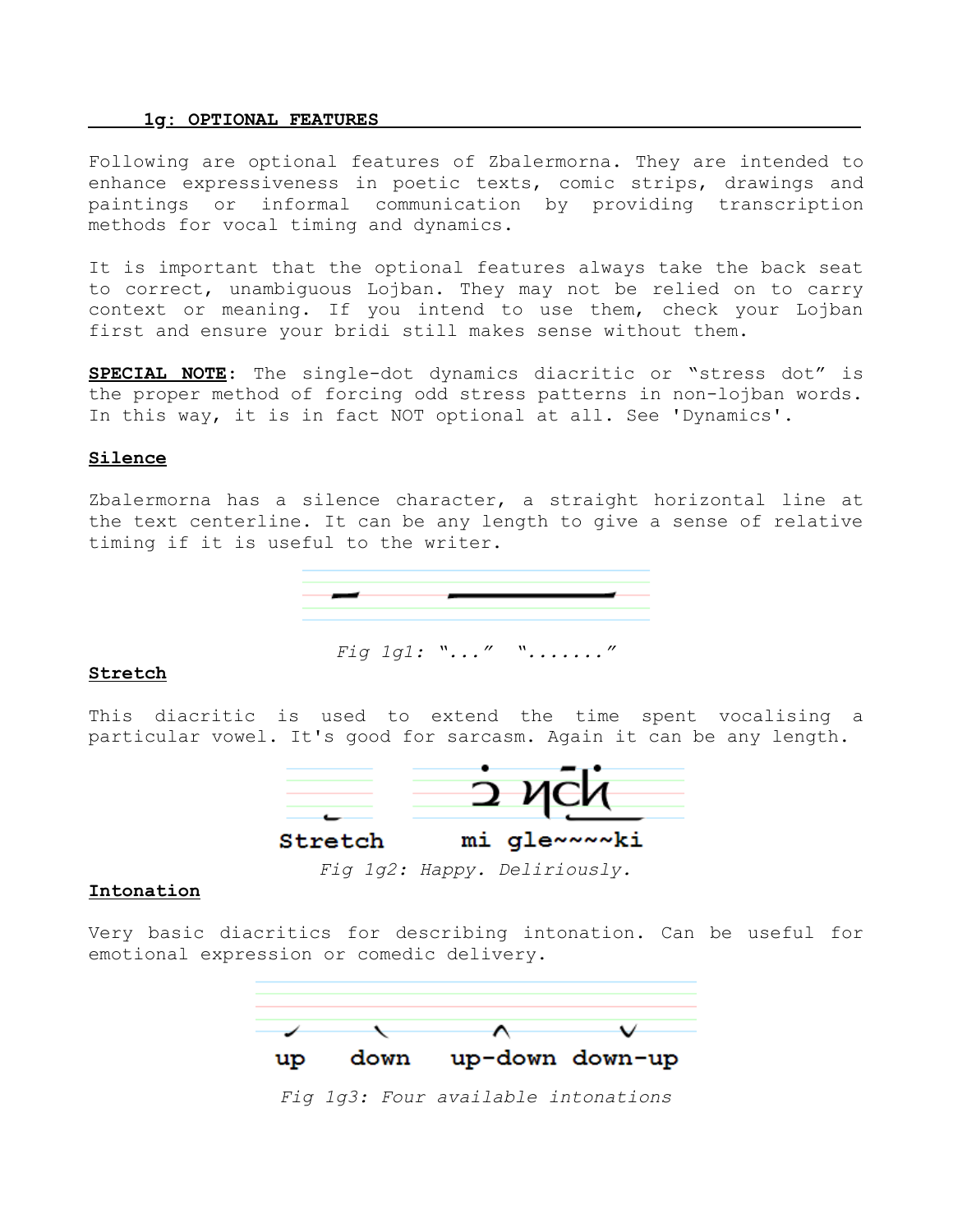## 1g: OPTIONAL FEATURES

Following are optional features of Zbalermorna. They are intended to enhance expressiveness in poetic texts, comic strips, drawings and paintings or informal communication by providing transcription methods for vocal timing and dynamics.

It is important that the optional features always take the back seat to correct, unambiguous Lojban. They may not be relied on to carry context or meaning. If you intend to use them, check your Lojban first and ensure your bridi still makes sense without them.

**SPECIAL NOTE**: The single-dot dynamics diacritic or "stress dot" is the proper method of forcing odd stress patterns in non-lojban words. In this way, it is in fact NOT optional at all. See 'Dynamics'.

### Silence

Zbalermorna has a silence character, a straight horizontal line at the text centerline. It can be any length to give a sense of relative timing if it is useful to the writer.

*Fig 1g1: "..." "......."*

### Stretch

This diacritic is used to extend the time spent vocalising a particular vowel. It's good for sarcasm. Again it can be any length.

**Stretch** **mi gle~~~~ki**

*Fig 1g2: Happy. Deliriously.*

### Intonation

Very basic diacritics for describing intonation. Can be useful for emotional expression or comedic delivery.

**up** **down** **up-down** **down-up**

*Fig 1g3: Four available intonations*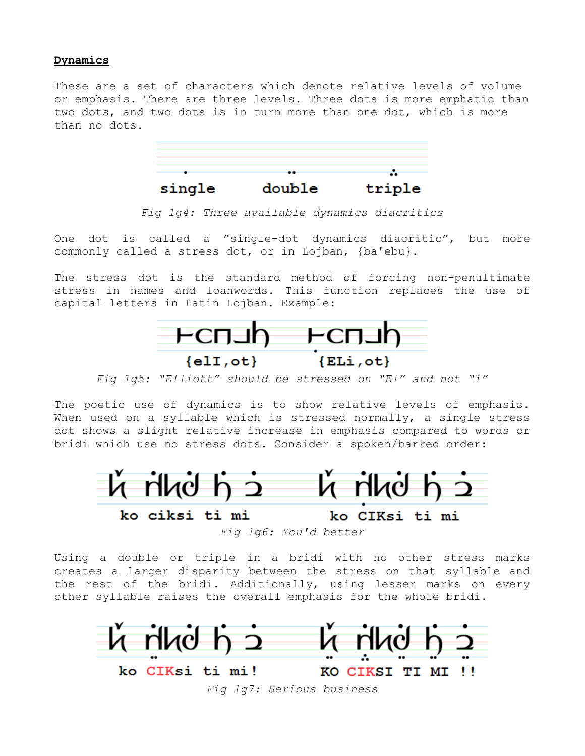**Dynamics**

These are a set of characters which denote relative levels of volume or emphasis. There are three levels. Three dots is more emphatic than two dots, and two dots is in turn more than one dot, which is more than no dots.

single double triple

*Fig 1g4: Three available dynamics diacritics*

One dot is called a "single-dot dynamics diacritic", but more commonly called a stress dot, or in Lojban, {ba'ebu}.

The stress dot is the standard method of forcing non-penultimate stress in names and loanwords. This function replaces the use of capital letters in Latin Lojban. Example:

{elI,ot} {ELi,ot}

*Fig 1g5: "Elliott" should be stressed on "El" and not "i"*

The poetic use of dynamics is to show relative levels of emphasis. When used on a syllable which is stressed normally, a single stress dot shows a slight relative increase in emphasis compared to words or bridi which use no stress dots. Consider a spoken/barked order:

ko ciksi ti mi ko CIKsi ti mi

*Fig 1g6: You'd better*

Using a double or triple in a bridi with no other stress marks creates a larger disparity between the stress on that syllable and the rest of the bridi. Additionally, using lesser marks on every other syllable raises the overall emphasis for the whole bridi.

ko CIKsi ti mi! KO CIKSI TI MI !!

*Fig 1g7: Serious business*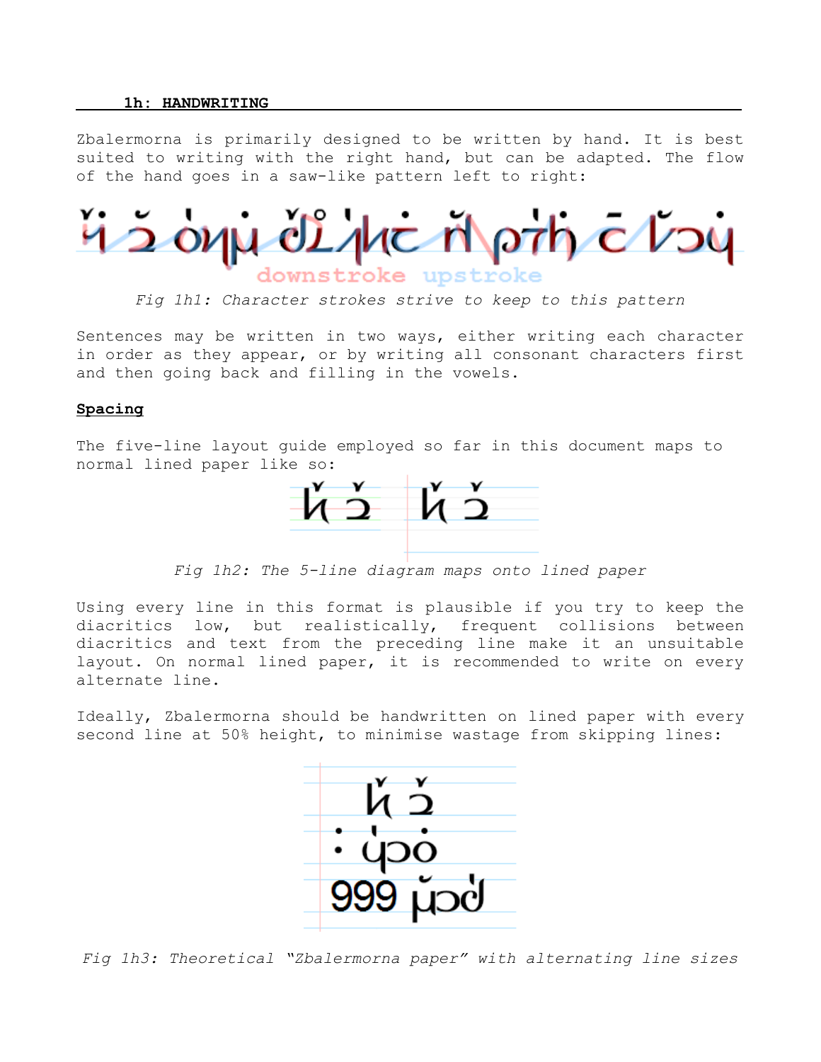## 1h: HANDWRITING

Zbalermorna is primarily designed to be written by hand. It is best suited to writing with the right hand, but can be adapted. The flow of the hand goes in a saw-like pattern left to right:

*Fig 1h1: Character strokes strive to keep to this pattern*

Sentences may be written in two ways, either writing each character in order as they appear, or by writing all consonant characters first and then going back and filling in the vowels.

**Spacing**

The five-line layout guide employed so far in this document maps to normal lined paper like so:

*Fig 1h2: The 5-line diagram maps onto lined paper*

Using every line in this format is plausible if you try to keep the diacritics low, but realistically, frequent collisions between diacritics and text from the preceding line make it an unsuitable layout. On normal lined paper, it is recommended to write on every alternate line.

Ideally, Zbalermorna should be handwritten on lined paper with every second line at 50% height, to minimise wastage from skipping lines:

*Fig 1h3: Theoretical "Zbalermorna paper" with alternating line sizes*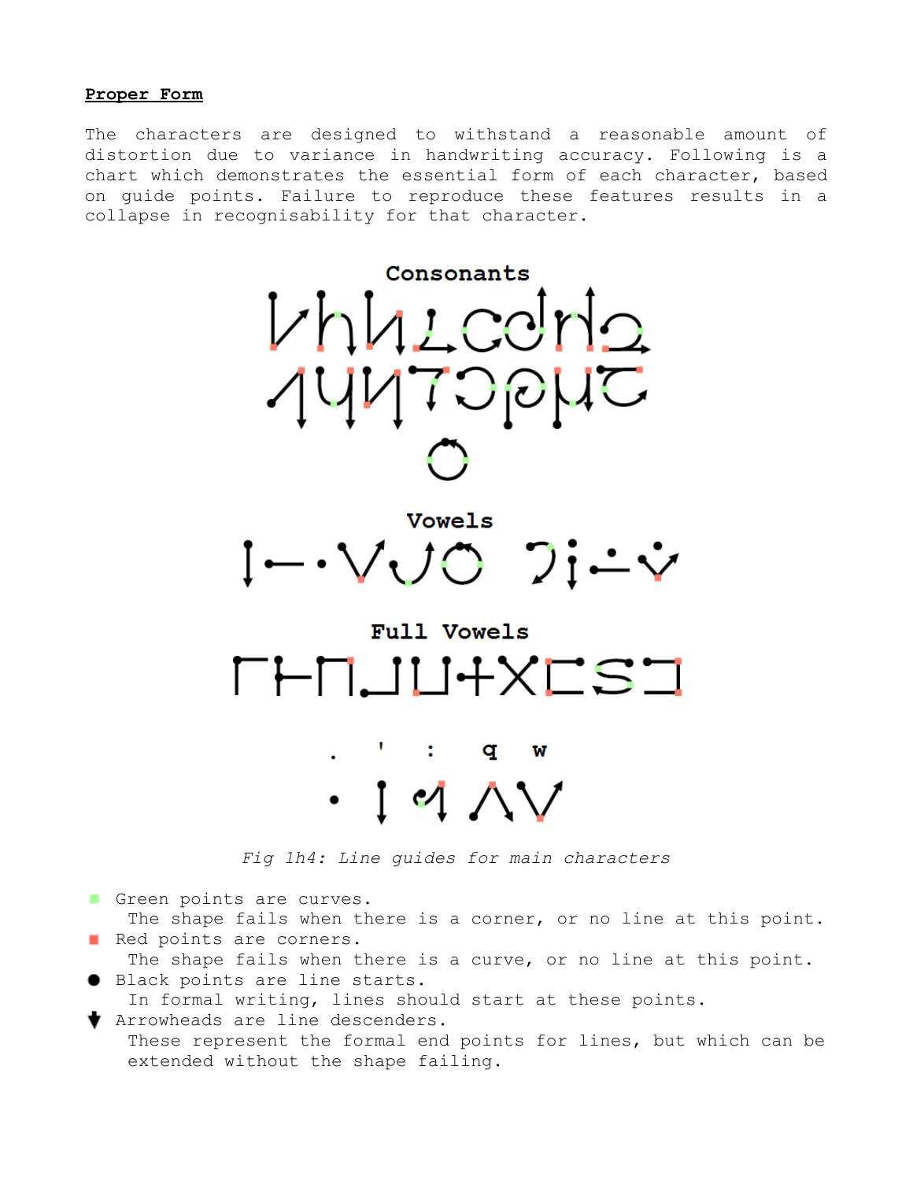**Proper Form**

The characters are designed to withstand a reasonable amount of distortion due to variance in handwriting accuracy. Following is a chart which demonstrates the essential form of each character, based on guide points. Failure to reproduce these features results in a collapse in recognisability for that character.

Consonants

Vowels

Full Vowels

. ' : q w

*Fig 1h4: Line guides for main characters*

- Green points are curves.
  The shape fails when there is a corner, or no line at this point.
- Red points are corners.
  The shape fails when there is a curve, or no line at this point.
- Black points are line starts.
  In formal writing, lines should start at these points.
- Arrowheads are line descenders.
  These represent the formal end points for lines, but which can be extended without the shape failing.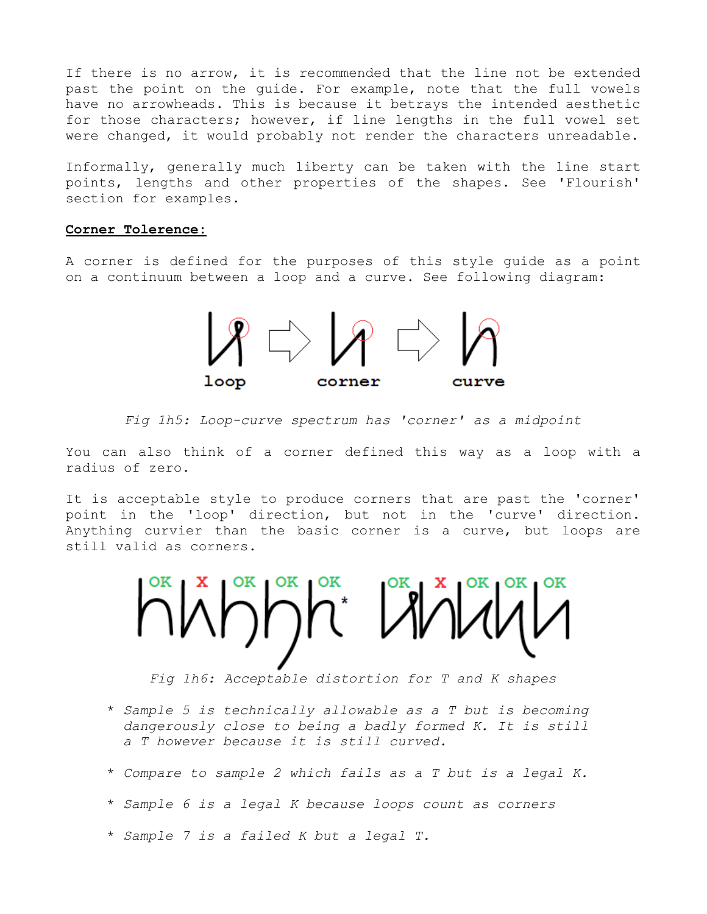If there is no arrow, it is recommended that the line not be extended past the point on the guide. For example, note that the full vowels have no arrowheads. This is because it betrays the intended aesthetic for those characters; however, if line lengths in the full vowel set were changed, it would probably not render the characters unreadable.

Informally, generally much liberty can be taken with the line start points, lengths and other properties of the shapes. See 'Flourish' section for examples.

**Corner Tolerence:**

A corner is defined for the purposes of this style guide as a point on a continuum between a loop and a curve. See following diagram:

*Fig 1h5: Loop-curve spectrum has 'corner' as a midpoint*

You can also think of a corner defined this way as a loop with a radius of zero.

It is acceptable style to produce corners that are past the 'corner' point in the 'loop' direction, but not in the 'curve' direction. Anything curvier than the basic corner is a curve, but loops are still valid as corners.

*Fig 1h6: Acceptable distortion for T and K shapes*

- *Sample 5 is technically allowable as a T but is becoming dangerously close to being a badly formed K. It is still a T however because it is still curved.*
- *Compare to sample 2 which fails as a T but is a legal K.*
- *Sample 6 is a legal K because loops count as corners*
- *Sample 7 is a failed K but a legal T.*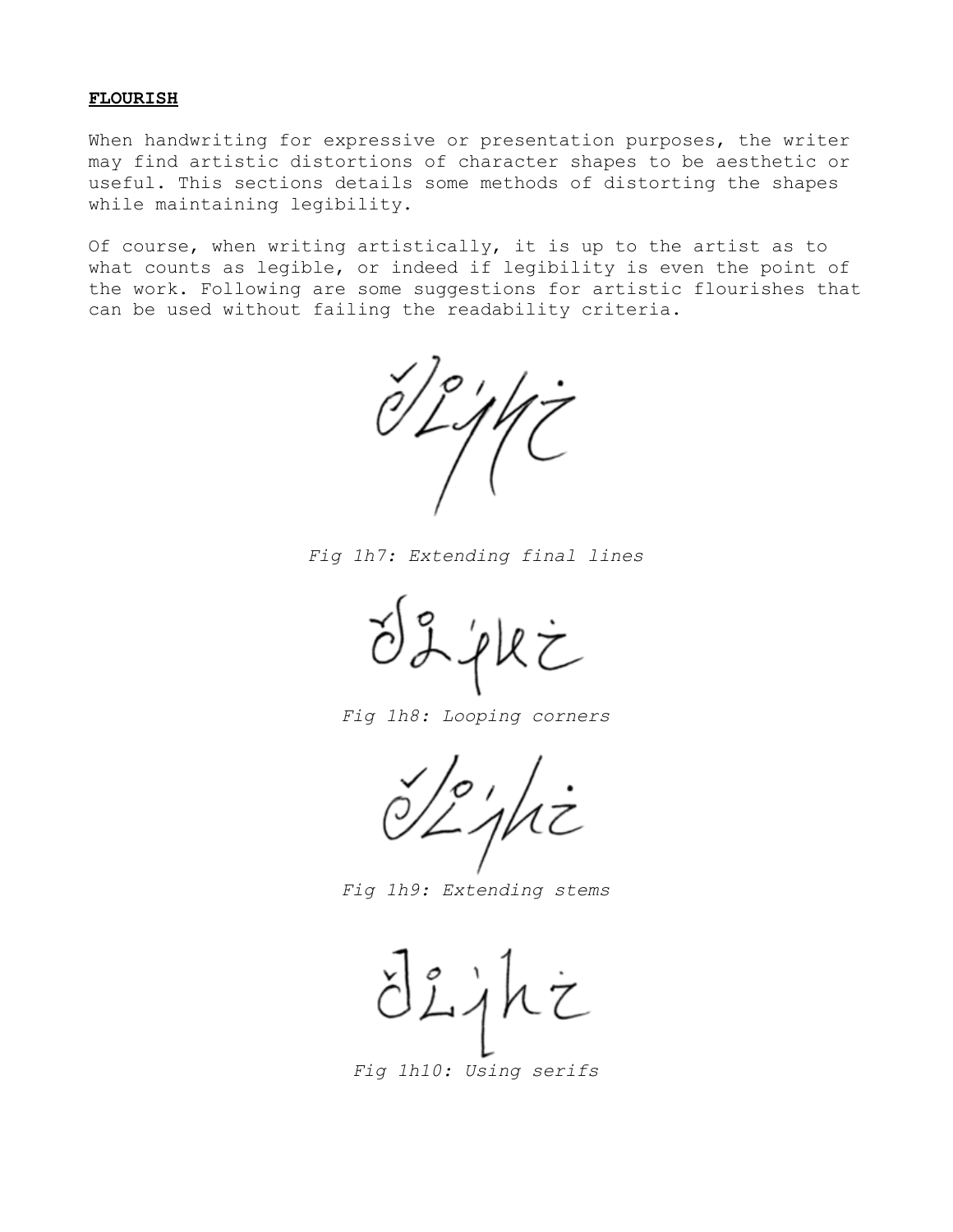**FLOURISH**

When handwriting for expressive or presentation purposes, the writer may find artistic distortions of character shapes to be aesthetic or useful. This sections details some methods of distorting the shapes while maintaining legibility.

Of course, when writing artistically, it is up to the artist as to what counts as legible, or indeed if legibility is even the point of the work. Following are some suggestions for artistic flourishes that can be used without failing the readability criteria.

*Fig 1h7: Extending final lines*

*Fig 1h8: Looping corners*

*Fig 1h9: Extending stems*

*Fig 1h10: Using serifs*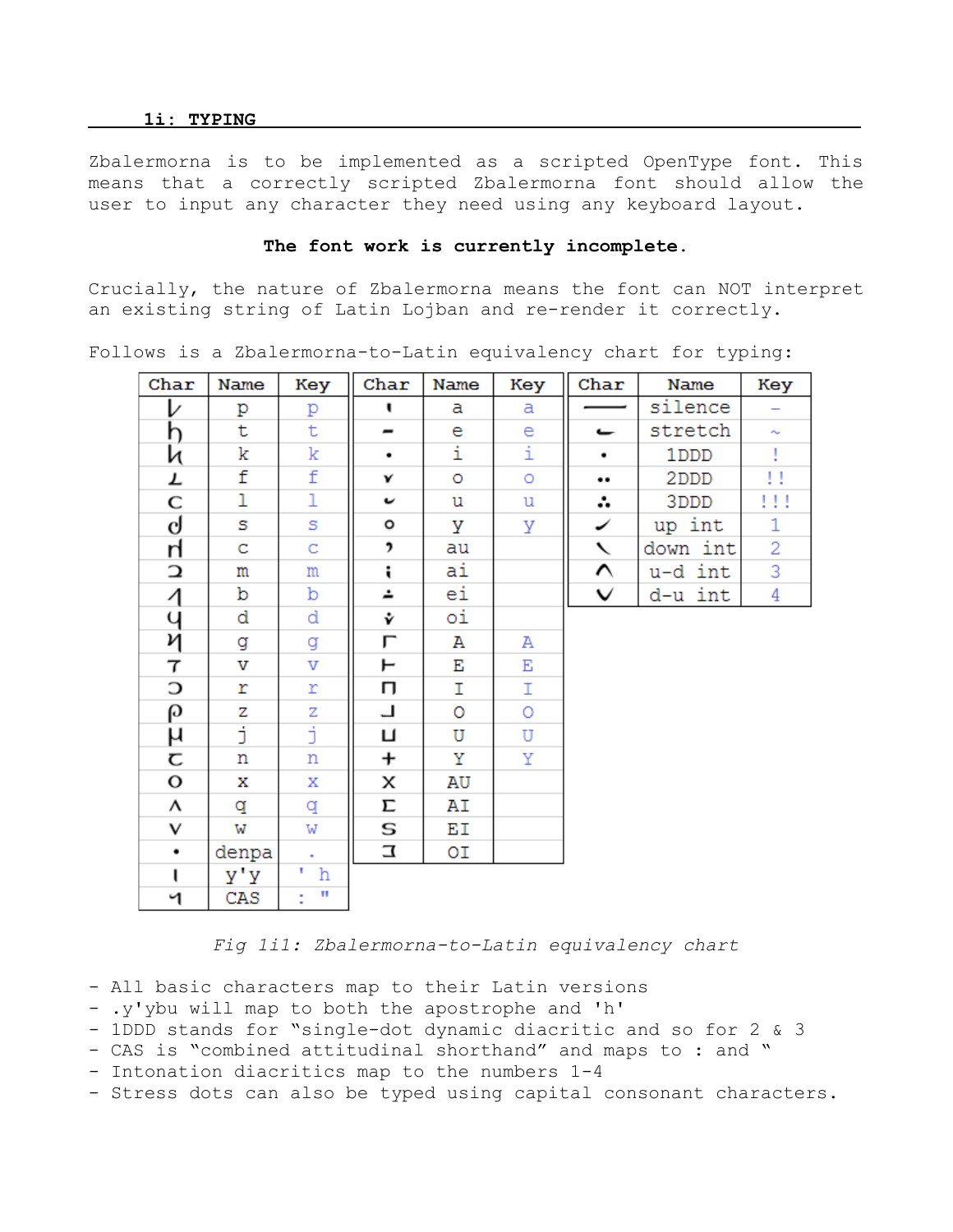## 1i: TYPING

Zbalermorna is to be implemented as a scripted OpenType font. This means that a correctly scripted Zbalermorna font should allow the user to input any character they need using any keyboard layout.

**The font work is currently incomplete.**

Crucially, the nature of Zbalermorna means the font can NOT interpret an existing string of Latin Lojban and re-render it correctly.

Follows is a Zbalermorna-to-Latin equivalency chart for typing:

| Char | Name | Key |
|---|---|---|
| | p | p |
| | t | t |
| | k | k |
| | f | f |
| | l | l |
| | s | s |
| | c | c |
| | m | m |
| | b | b |
| | d | d |
| | g | g |
| | v | v |
| | r | r |
| | z | z |
| | j | j |
| | n | n |
| | x | x |
| | q | q |
| | w | w |
| | denpa | . |
| | y'y | ' h |
| | CAS | : " |

| Char | Name | Key |
|---|---|---|
| | a | a |
| | e | e |
| | i | i |
| | o | o |
| | u | u |
| | y | y |
| | au | |
| | ai | |
| | ei | |
| | oi | |
| | A | A |
| | E | E |
| | I | I |
| | O | O |
| | U | U |
| | Y | Y |
| | AU | |
| | AI | |
| | EI | |
| | OI | |

| Char | Name | Key |
|---|---|---|
| | silence | - |
| | stretch | ~ |
| | 1DDD | ! |
| | 2DDD | !! |
| | 3DDD | !!! |
| | up int | 1 |
| | down int | 2 |
| | u-d int | 3 |
| | d-u int | 4 |

*Fig 1i1: Zbalermorna-to-Latin equivalency chart*

- All basic characters map to their Latin versions
- .y'ybu will map to both the apostrophe and 'h'
- 1DDD stands for "single-dot dynamic diacritic and so for 2 & 3
- CAS is "combined attitudinal shorthand" and maps to : and "
- Intonation diacritics map to the numbers 1-4
- Stress dots can also be typed using capital consonant characters.